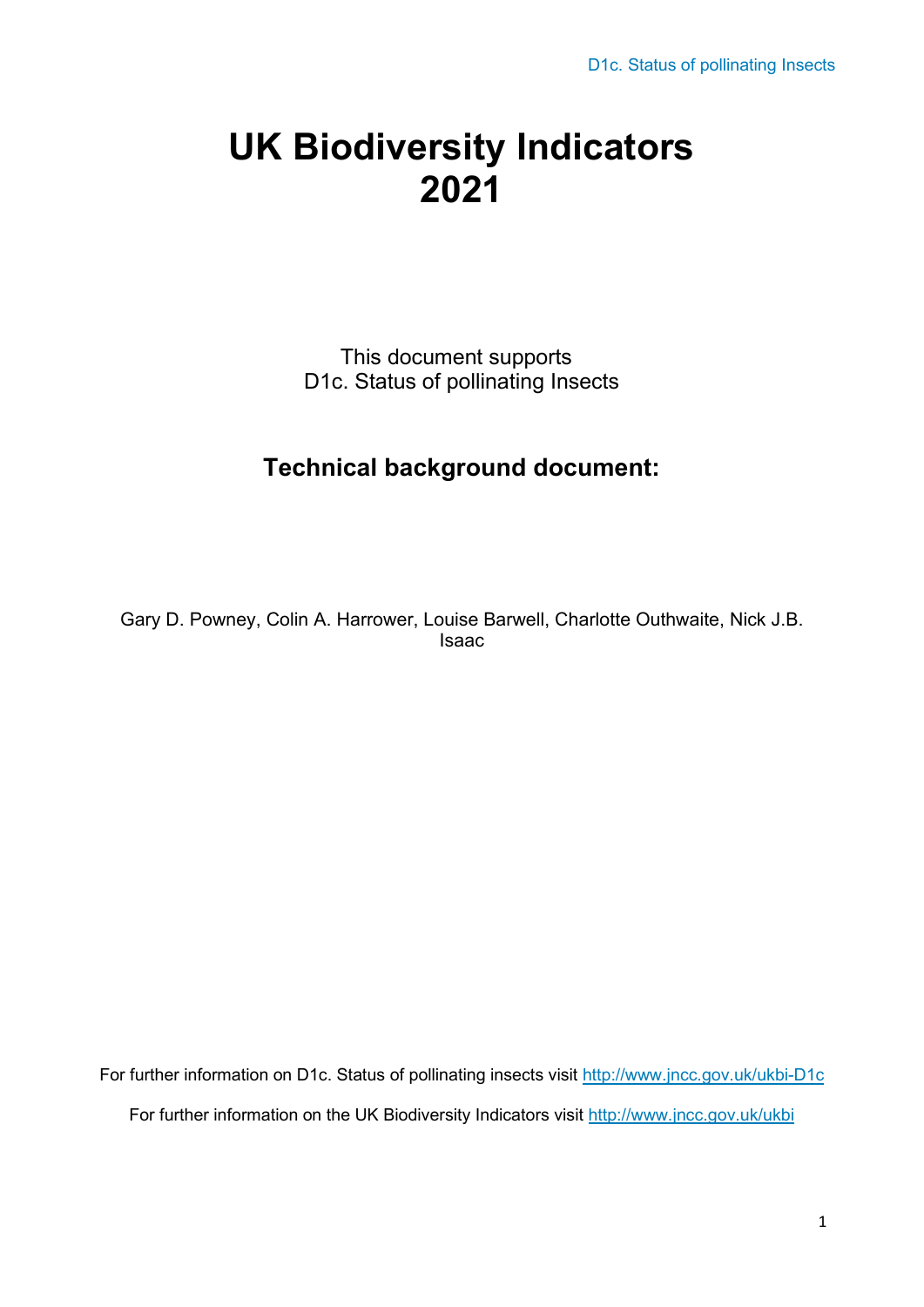# UK Biodiversity Indicators 2021

This document supports
D1c. Status of pollinating Insects

## Technical background document:

Gary D. Powney, Colin A. Harrower, Louise Barwell, Charlotte Outhwaite, Nick J.B. Isaac

For further information on D1c. Status of pollinating insects visit http://www.jncc.gov.uk/ukbi-D1c

For further information on the UK Biodiversity Indicators visit http://www.jncc.gov.uk/ukbi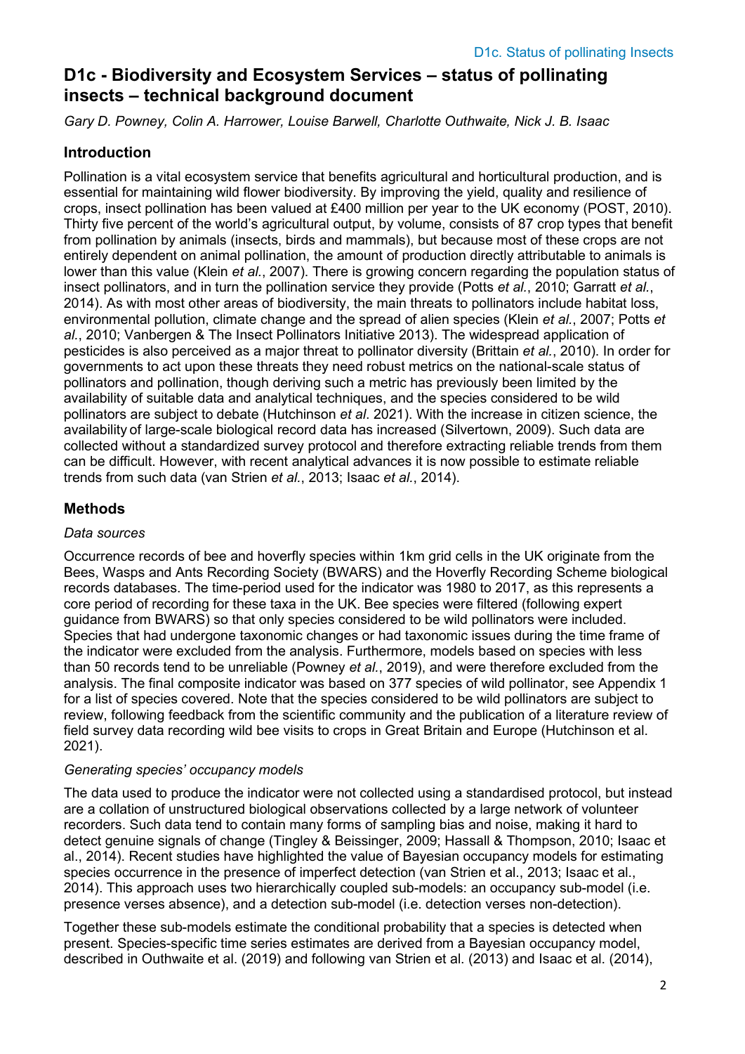# D1c - Biodiversity and Ecosystem Services – status of pollinating insects – technical background document

*Gary D. Powney, Colin A. Harrower, Louise Barwell, Charlotte Outhwaite, Nick J. B. Isaac*

## Introduction

Pollination is a vital ecosystem service that benefits agricultural and horticultural production, and is essential for maintaining wild flower biodiversity. By improving the yield, quality and resilience of crops, insect pollination has been valued at £400 million per year to the UK economy (POST, 2010). Thirty five percent of the world's agricultural output, by volume, consists of 87 crop types that benefit from pollination by animals (insects, birds and mammals), but because most of these crops are not entirely dependent on animal pollination, the amount of production directly attributable to animals is lower than this value (Klein *et al.*, 2007). There is growing concern regarding the population status of insect pollinators, and in turn the pollination service they provide (Potts *et al.*, 2010; Garratt *et al.*, 2014). As with most other areas of biodiversity, the main threats to pollinators include habitat loss, environmental pollution, climate change and the spread of alien species (Klein *et al.*, 2007; Potts *et al.*, 2010; Vanbergen & The Insect Pollinators Initiative 2013). The widespread application of pesticides is also perceived as a major threat to pollinator diversity (Brittain *et al.*, 2010). In order for governments to act upon these threats they need robust metrics on the national-scale status of pollinators and pollination, though deriving such a metric has previously been limited by the availability of suitable data and analytical techniques, and the species considered to be wild pollinators are subject to debate (Hutchinson *et al*. 2021). With the increase in citizen science, the availability of large-scale biological record data has increased (Silvertown, 2009). Such data are collected without a standardized survey protocol and therefore extracting reliable trends from them can be difficult. However, with recent analytical advances it is now possible to estimate reliable trends from such data (van Strien *et al.*, 2013; Isaac *et al.*, 2014).

## Methods

### *Data sources*

Occurrence records of bee and hoverfly species within 1km grid cells in the UK originate from the Bees, Wasps and Ants Recording Society (BWARS) and the Hoverfly Recording Scheme biological records databases. The time-period used for the indicator was 1980 to 2017, as this represents a core period of recording for these taxa in the UK. Bee species were filtered (following expert guidance from BWARS) so that only species considered to be wild pollinators were included. Species that had undergone taxonomic changes or had taxonomic issues during the time frame of the indicator were excluded from the analysis. Furthermore, models based on species with less than 50 records tend to be unreliable (Powney *et al.*, 2019), and were therefore excluded from the analysis. The final composite indicator was based on 377 species of wild pollinator, see Appendix 1 for a list of species covered. Note that the species considered to be wild pollinators are subject to review, following feedback from the scientific community and the publication of a literature review of field survey data recording wild bee visits to crops in Great Britain and Europe (Hutchinson et al. 2021).

### *Generating species' occupancy models*

The data used to produce the indicator were not collected using a standardised protocol, but instead are a collation of unstructured biological observations collected by a large network of volunteer recorders. Such data tend to contain many forms of sampling bias and noise, making it hard to detect genuine signals of change (Tingley & Beissinger, 2009; Hassall & Thompson, 2010; Isaac et al., 2014). Recent studies have highlighted the value of Bayesian occupancy models for estimating species occurrence in the presence of imperfect detection (van Strien et al., 2013; Isaac et al., 2014). This approach uses two hierarchically coupled sub-models: an occupancy sub-model (i.e. presence verses absence), and a detection sub-model (i.e. detection verses non-detection).

Together these sub-models estimate the conditional probability that a species is detected when present. Species-specific time series estimates are derived from a Bayesian occupancy model, described in Outhwaite et al. (2019) and following van Strien et al. (2013) and Isaac et al. (2014),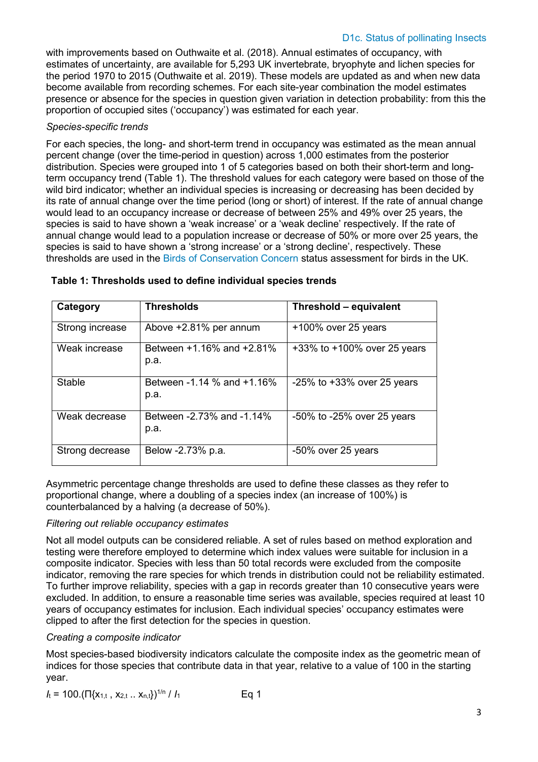with improvements based on Outhwaite et al. (2018). Annual estimates of occupancy, with estimates of uncertainty, are available for 5,293 UK invertebrate, bryophyte and lichen species for the period 1970 to 2015 (Outhwaite et al. 2019). These models are updated as and when new data become available from recording schemes. For each site-year combination the model estimates presence or absence for the species in question given variation in detection probability: from this the proportion of occupied sites ('occupancy') was estimated for each year.

*Species-specific trends*

For each species, the long- and short-term trend in occupancy was estimated as the mean annual percent change (over the time-period in question) across 1,000 estimates from the posterior distribution. Species were grouped into 1 of 5 categories based on both their short-term and long-term occupancy trend (Table 1). The threshold values for each category were based on those of the wild bird indicator; whether an individual species is increasing or decreasing has been decided by its rate of annual change over the time period (long or short) of interest. If the rate of annual change would lead to an occupancy increase or decrease of between 25% and 49% over 25 years, the species is said to have shown a 'weak increase' or a 'weak decline' respectively. If the rate of annual change would lead to a population increase or decrease of 50% or more over 25 years, the species is said to have shown a 'strong increase' or a 'strong decline', respectively. These thresholds are used in the Birds of Conservation Concern status assessment for birds in the UK.

**Table 1: Thresholds used to define individual species trends**

| Category | Thresholds | Threshold – equivalent |
|---|---|---|
| Strong increase | Above +2.81% per annum | +100% over 25 years |
| Weak increase | Between +1.16% and +2.81% p.a. | +33% to +100% over 25 years |
| Stable | Between -1.14 % and +1.16% p.a. | -25% to +33% over 25 years |
| Weak decrease | Between -2.73% and -1.14% p.a. | -50% to -25% over 25 years |
| Strong decrease | Below -2.73% p.a. | -50% over 25 years |

Asymmetric percentage change thresholds are used to define these classes as they refer to proportional change, where a doubling of a species index (an increase of 100%) is counterbalanced by a halving (a decrease of 50%).

*Filtering out reliable occupancy estimates*

Not all model outputs can be considered reliable. A set of rules based on method exploration and testing were therefore employed to determine which index values were suitable for inclusion in a composite indicator. Species with less than 50 total records were excluded from the composite indicator, removing the rare species for which trends in distribution could not be reliability estimated. To further improve reliability, species with a gap in records greater than 10 consecutive years were excluded. In addition, to ensure a reasonable time series was available, species required at least 10 years of occupancy estimates for inclusion. Each individual species' occupancy estimates were clipped to after the first detection for the species in question.

*Creating a composite indicator*

Most species-based biodiversity indicators calculate the composite index as the geometric mean of indices for those species that contribute data in that year, relative to a value of 100 in the starting year.

$$I_t = 100.(\Pi\{x_{1,t}\ ,\ x_{2,t}\ ..\ x_{n,t}\})^{1/n} / I_1 \qquad \text{Eq 1}$$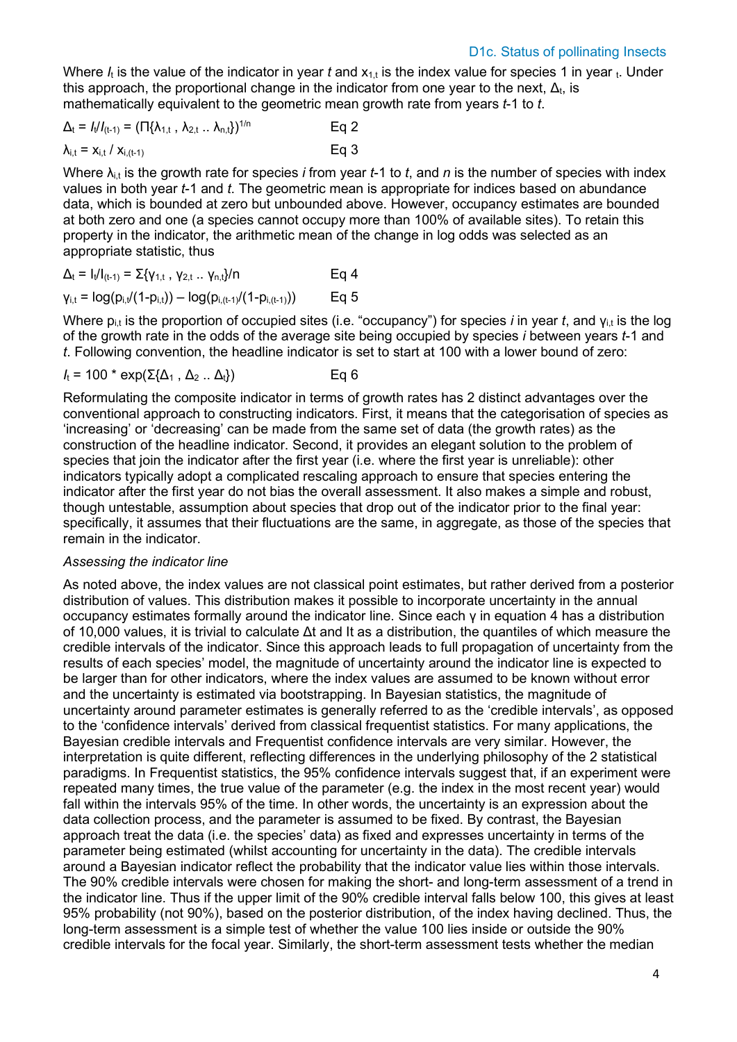Where $I_t$ is the value of the indicator in year $t$ and $x_{1,t}$ is the index value for species 1 in year $_t$. Under this approach, the proportional change in the indicator from one year to the next, $\Delta_t$, is mathematically equivalent to the geometric mean growth rate from years $t$-1 to $t$.

$$\Delta_t = I_t/I_{(t-1)} = (\Pi\{\lambda_{1,t}, \lambda_{2,t} .. \lambda_{n,t}\})^{1/n} \qquad \text{Eq 2}$$

$$\lambda_{i,t} = x_{i,t} / x_{i,(t-1)} \qquad \text{Eq 3}$$

Where $\lambda_{i,t}$ is the growth rate for species $i$ from year $t$-1 to $t$, and $n$ is the number of species with index values in both year $t$-1 and $t$. The geometric mean is appropriate for indices based on abundance data, which is bounded at zero but unbounded above. However, occupancy estimates are bounded at both zero and one (a species cannot occupy more than 100% of available sites). To retain this property in the indicator, the arithmetic mean of the change in log odds was selected as an appropriate statistic, thus

$$\Delta_t = I_t/I_{(t-1)} = \Sigma\{\gamma_{1,t}, \gamma_{2,t} .. \gamma_{n,t}\}/n \qquad \text{Eq 4}$$

$$\gamma_{i,t} = \log(p_{i,t}/(1-p_{i,t})) - \log(p_{i,(t-1)}/(1-p_{i,(t-1)})) \qquad \text{Eq 5}$$

Where $p_{i,t}$ is the proportion of occupied sites (i.e. "occupancy") for species $i$ in year $t$, and $\gamma_{i,t}$ is the log of the growth rate in the odds of the average site being occupied by species $i$ between years $t$-1 and $t$. Following convention, the headline indicator is set to start at 100 with a lower bound of zero:

$$I_t = 100 * \exp(\Sigma\{\Delta_1, \Delta_2 .. \Delta_t\}) \qquad \text{Eq 6}$$

Reformulating the composite indicator in terms of growth rates has 2 distinct advantages over the conventional approach to constructing indicators. First, it means that the categorisation of species as 'increasing' or 'decreasing' can be made from the same set of data (the growth rates) as the construction of the headline indicator. Second, it provides an elegant solution to the problem of species that join the indicator after the first year (i.e. where the first year is unreliable): other indicators typically adopt a complicated rescaling approach to ensure that species entering the indicator after the first year do not bias the overall assessment. It also makes a simple and robust, though untestable, assumption about species that drop out of the indicator prior to the final year: specifically, it assumes that their fluctuations are the same, in aggregate, as those of the species that remain in the indicator.

*Assessing the indicator line*

As noted above, the index values are not classical point estimates, but rather derived from a posterior distribution of values. This distribution makes it possible to incorporate uncertainty in the annual occupancy estimates formally around the indicator line. Since each $\gamma$ in equation 4 has a distribution of 10,000 values, it is trivial to calculate $\Delta t$ and It as a distribution, the quantiles of which measure the credible intervals of the indicator. Since this approach leads to full propagation of uncertainty from the results of each species' model, the magnitude of uncertainty around the indicator line is expected to be larger than for other indicators, where the index values are assumed to be known without error and the uncertainty is estimated via bootstrapping. In Bayesian statistics, the magnitude of uncertainty around parameter estimates is generally referred to as the 'credible intervals', as opposed to the 'confidence intervals' derived from classical frequentist statistics. For many applications, the Bayesian credible intervals and Frequentist confidence intervals are very similar. However, the interpretation is quite different, reflecting differences in the underlying philosophy of the 2 statistical paradigms. In Frequentist statistics, the 95% confidence intervals suggest that, if an experiment were repeated many times, the true value of the parameter (e.g. the index in the most recent year) would fall within the intervals 95% of the time. In other words, the uncertainty is an expression about the data collection process, and the parameter is assumed to be fixed. By contrast, the Bayesian approach treat the data (i.e. the species' data) as fixed and expresses uncertainty in terms of the parameter being estimated (whilst accounting for uncertainty in the data). The credible intervals around a Bayesian indicator reflect the probability that the indicator value lies within those intervals. The 90% credible intervals were chosen for making the short- and long-term assessment of a trend in the indicator line. Thus if the upper limit of the 90% credible interval falls below 100, this gives at least 95% probability (not 90%), based on the posterior distribution, of the index having declined. Thus, the long-term assessment is a simple test of whether the value 100 lies inside or outside the 90% credible intervals for the focal year. Similarly, the short-term assessment tests whether the median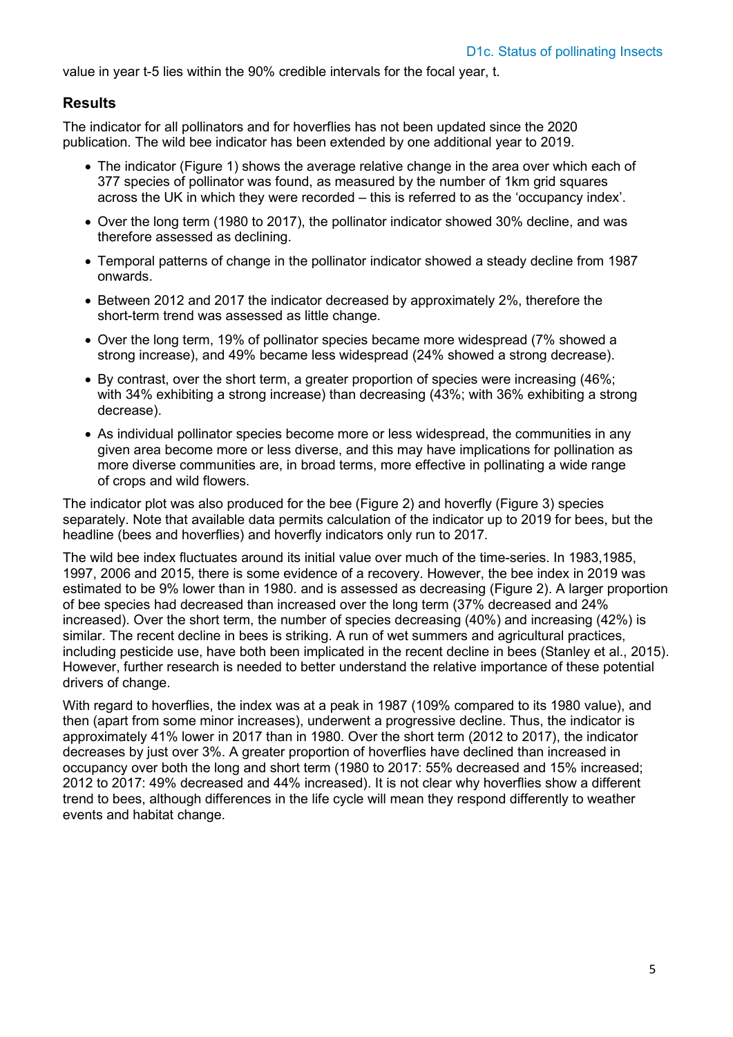value in year t-5 lies within the 90% credible intervals for the focal year, t.

## Results

The indicator for all pollinators and for hoverflies has not been updated since the 2020 publication. The wild bee indicator has been extended by one additional year to 2019.

- The indicator (Figure 1) shows the average relative change in the area over which each of 377 species of pollinator was found, as measured by the number of 1km grid squares across the UK in which they were recorded – this is referred to as the 'occupancy index'.
- Over the long term (1980 to 2017), the pollinator indicator showed 30% decline, and was therefore assessed as declining.
- Temporal patterns of change in the pollinator indicator showed a steady decline from 1987 onwards.
- Between 2012 and 2017 the indicator decreased by approximately 2%, therefore the short-term trend was assessed as little change.
- Over the long term, 19% of pollinator species became more widespread (7% showed a strong increase), and 49% became less widespread (24% showed a strong decrease).
- By contrast, over the short term, a greater proportion of species were increasing (46%; with 34% exhibiting a strong increase) than decreasing (43%; with 36% exhibiting a strong decrease).
- As individual pollinator species become more or less widespread, the communities in any given area become more or less diverse, and this may have implications for pollination as more diverse communities are, in broad terms, more effective in pollinating a wide range of crops and wild flowers.

The indicator plot was also produced for the bee (Figure 2) and hoverfly (Figure 3) species separately. Note that available data permits calculation of the indicator up to 2019 for bees, but the headline (bees and hoverflies) and hoverfly indicators only run to 2017.

The wild bee index fluctuates around its initial value over much of the time-series. In 1983,1985, 1997, 2006 and 2015, there is some evidence of a recovery. However, the bee index in 2019 was estimated to be 9% lower than in 1980. and is assessed as decreasing (Figure 2). A larger proportion of bee species had decreased than increased over the long term (37% decreased and 24% increased). Over the short term, the number of species decreasing (40%) and increasing (42%) is similar. The recent decline in bees is striking. A run of wet summers and agricultural practices, including pesticide use, have both been implicated in the recent decline in bees (Stanley et al., 2015). However, further research is needed to better understand the relative importance of these potential drivers of change.

With regard to hoverflies, the index was at a peak in 1987 (109% compared to its 1980 value), and then (apart from some minor increases), underwent a progressive decline. Thus, the indicator is approximately 41% lower in 2017 than in 1980. Over the short term (2012 to 2017), the indicator decreases by just over 3%. A greater proportion of hoverflies have declined than increased in occupancy over both the long and short term (1980 to 2017: 55% decreased and 15% increased; 2012 to 2017: 49% decreased and 44% increased). It is not clear why hoverflies show a different trend to bees, although differences in the life cycle will mean they respond differently to weather events and habitat change.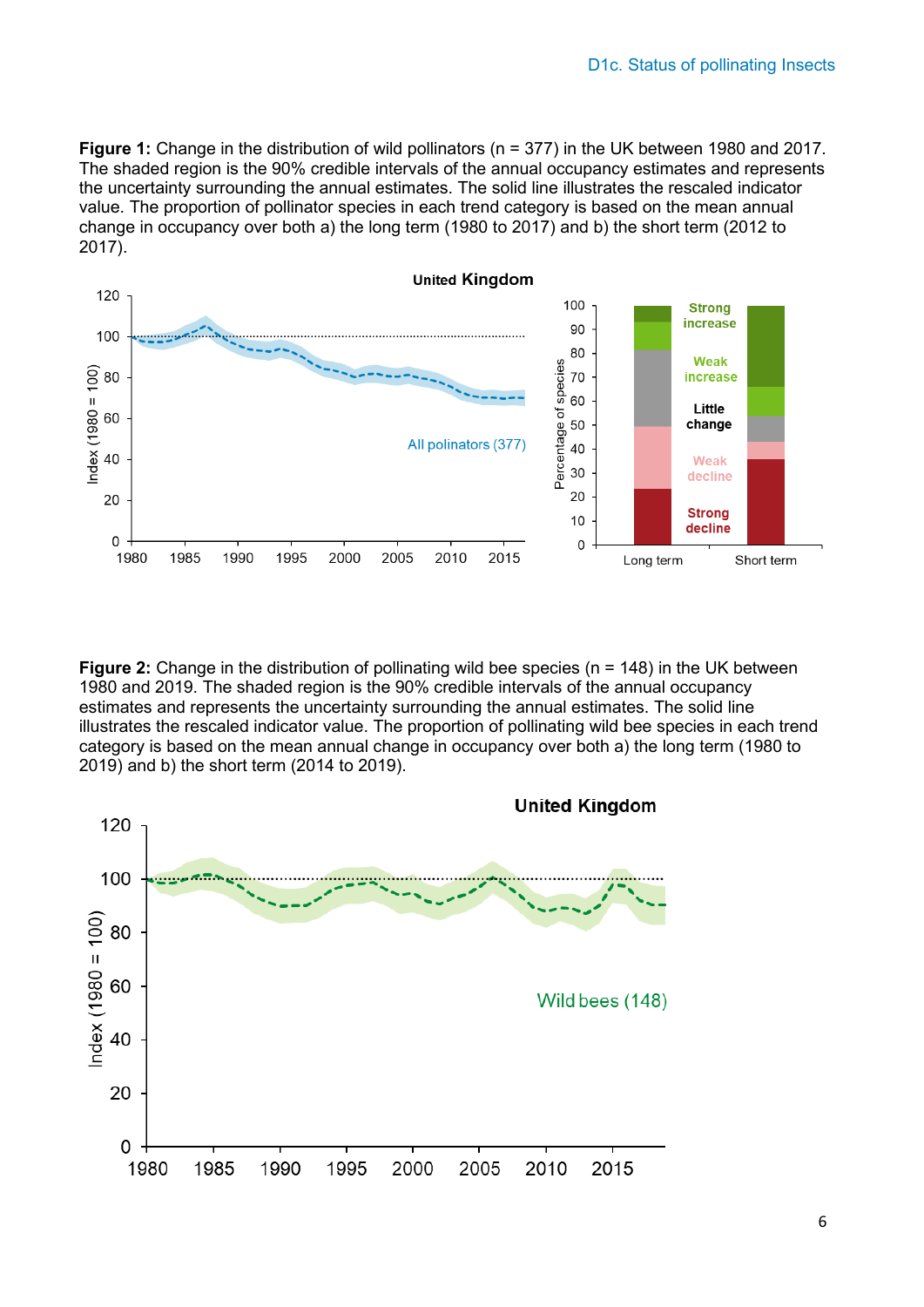**Figure 1:** Change in the distribution of wild pollinators (n = 377) in the UK between 1980 and 2017. The shaded region is the 90% credible intervals of the annual occupancy estimates and represents the uncertainty surrounding the annual estimates. The solid line illustrates the rescaled indicator value. The proportion of pollinator species in each trend category is based on the mean annual change in occupancy over both a) the long term (1980 to 2017) and b) the short term (2012 to 2017).

**Figure 2:** Change in the distribution of pollinating wild bee species (n = 148) in the UK between 1980 and 2019. The shaded region is the 90% credible intervals of the annual occupancy estimates and represents the uncertainty surrounding the annual estimates. The solid line illustrates the rescaled indicator value. The proportion of pollinating wild bee species in each trend category is based on the mean annual change in occupancy over both a) the long term (1980 to 2019) and b) the short term (2014 to 2019).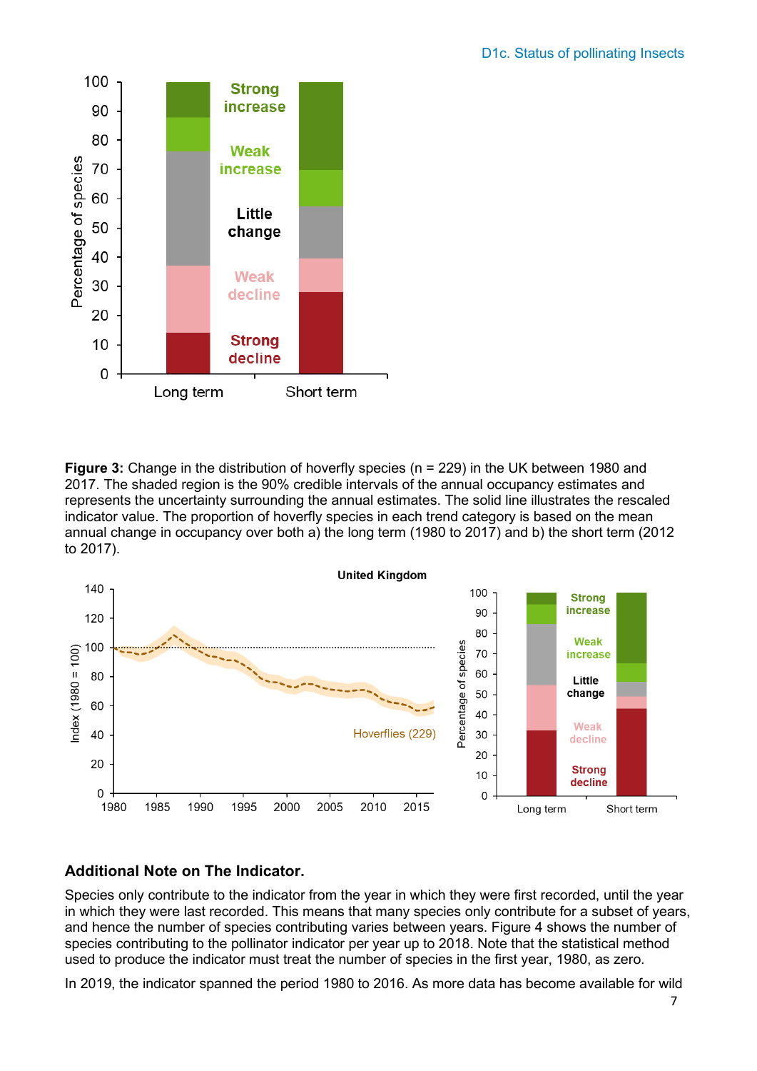**Figure 3:** Change in the distribution of hoverfly species (n = 229) in the UK between 1980 and 2017. The shaded region is the 90% credible intervals of the annual occupancy estimates and represents the uncertainty surrounding the annual estimates. The solid line illustrates the rescaled indicator value. The proportion of hoverfly species in each trend category is based on the mean annual change in occupancy over both a) the long term (1980 to 2017) and b) the short term (2012 to 2017).

## Additional Note on The Indicator.

Species only contribute to the indicator from the year in which they were first recorded, until the year in which they were last recorded. This means that many species only contribute for a subset of years, and hence the number of species contributing varies between years. Figure 4 shows the number of species contributing to the pollinator indicator per year up to 2018. Note that the statistical method used to produce the indicator must treat the number of species in the first year, 1980, as zero.

In 2019, the indicator spanned the period 1980 to 2016. As more data has become available for wild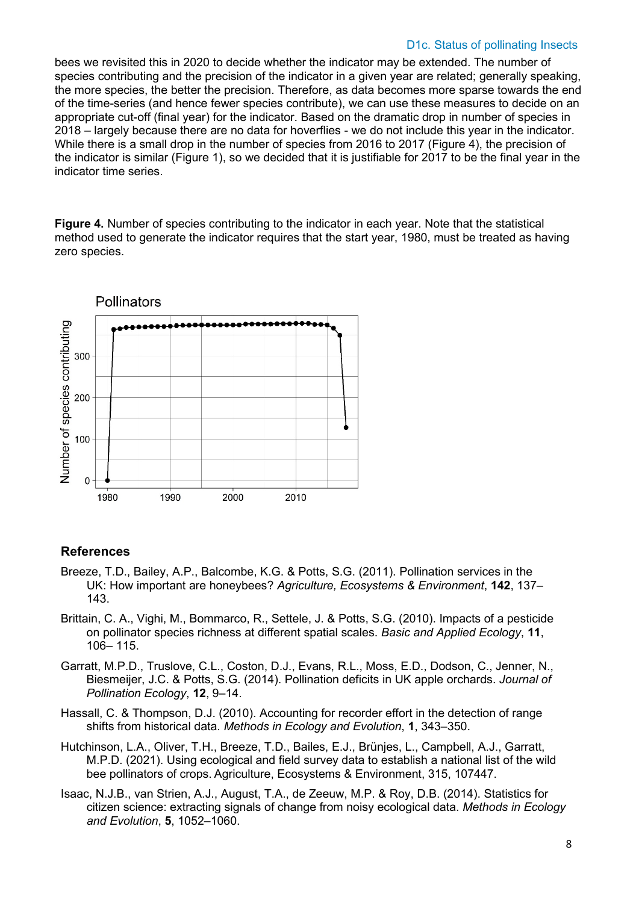bees we revisited this in 2020 to decide whether the indicator may be extended. The number of species contributing and the precision of the indicator in a given year are related; generally speaking, the more species, the better the precision. Therefore, as data becomes more sparse towards the end of the time-series (and hence fewer species contribute), we can use these measures to decide on an appropriate cut-off (final year) for the indicator. Based on the dramatic drop in number of species in 2018 – largely because there are no data for hoverflies - we do not include this year in the indicator. While there is a small drop in the number of species from 2016 to 2017 (Figure 4), the precision of the indicator is similar (Figure 1), so we decided that it is justifiable for 2017 to be the final year in the indicator time series.

**Figure 4.** Number of species contributing to the indicator in each year. Note that the statistical method used to generate the indicator requires that the start year, 1980, must be treated as having zero species.

## References

Breeze, T.D., Bailey, A.P., Balcombe, K.G. & Potts, S.G. (2011). Pollination services in the UK: How important are honeybees? *Agriculture, Ecosystems & Environment*, **142**, 137–143.

Brittain, C. A., Vighi, M., Bommarco, R., Settele, J. & Potts, S.G. (2010). Impacts of a pesticide on pollinator species richness at different spatial scales. *Basic and Applied Ecology*, **11**, 106– 115.

Garratt, M.P.D., Truslove, C.L., Coston, D.J., Evans, R.L., Moss, E.D., Dodson, C., Jenner, N., Biesmeijer, J.C. & Potts, S.G. (2014). Pollination deficits in UK apple orchards. *Journal of Pollination Ecology*, **12**, 9–14.

Hassall, C. & Thompson, D.J. (2010). Accounting for recorder effort in the detection of range shifts from historical data. *Methods in Ecology and Evolution*, **1**, 343–350.

Hutchinson, L.A., Oliver, T.H., Breeze, T.D., Bailes, E.J., Brünjes, L., Campbell, A.J., Garratt, M.P.D. (2021). Using ecological and field survey data to establish a national list of the wild bee pollinators of crops. Agriculture, Ecosystems & Environment, 315, 107447.

Isaac, N.J.B., van Strien, A.J., August, T.A., de Zeeuw, M.P. & Roy, D.B. (2014). Statistics for citizen science: extracting signals of change from noisy ecological data. *Methods in Ecology and Evolution*, **5**, 1052–1060.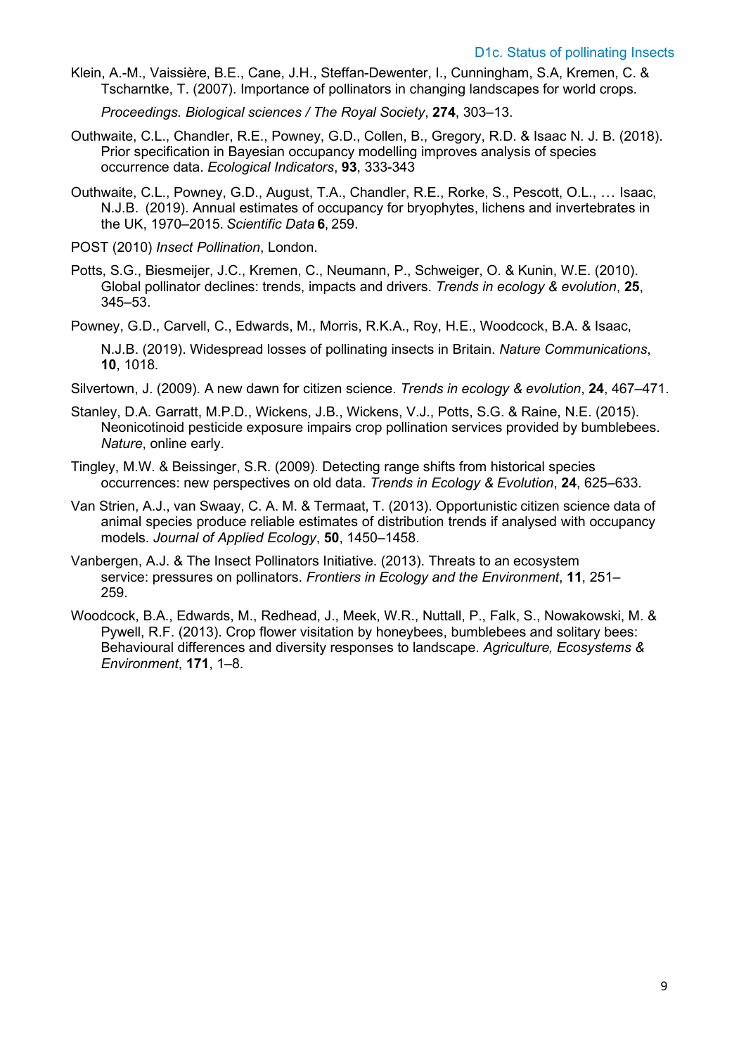Klein, A.-M., Vaissière, B.E., Cane, J.H., Steffan-Dewenter, I., Cunningham, S.A, Kremen, C. & Tscharntke, T. (2007). Importance of pollinators in changing landscapes for world crops. *Proceedings. Biological sciences / The Royal Society*, **274**, 303–13.

Outhwaite, C.L., Chandler, R.E., Powney, G.D., Collen, B., Gregory, R.D. & Isaac N. J. B. (2018). Prior specification in Bayesian occupancy modelling improves analysis of species occurrence data. *Ecological Indicators*, **93**, 333-343

Outhwaite, C.L., Powney, G.D., August, T.A., Chandler, R.E., Rorke, S., Pescott, O.L., … Isaac, N.J.B. (2019). Annual estimates of occupancy for bryophytes, lichens and invertebrates in the UK, 1970–2015. *Scientific Data* **6**, 259.

POST (2010) *Insect Pollination*, London.

Potts, S.G., Biesmeijer, J.C., Kremen, C., Neumann, P., Schweiger, O. & Kunin, W.E. (2010). Global pollinator declines: trends, impacts and drivers. *Trends in ecology & evolution*, **25**, 345–53.

Powney, G.D., Carvell, C., Edwards, M., Morris, R.K.A., Roy, H.E., Woodcock, B.A. & Isaac, N.J.B. (2019). Widespread losses of pollinating insects in Britain. *Nature Communications*, **10**, 1018.

Silvertown, J. (2009). A new dawn for citizen science. *Trends in ecology & evolution*, **24**, 467–471.

Stanley, D.A. Garratt, M.P.D., Wickens, J.B., Wickens, V.J., Potts, S.G. & Raine, N.E. (2015). Neonicotinoid pesticide exposure impairs crop pollination services provided by bumblebees. *Nature*, online early.

Tingley, M.W. & Beissinger, S.R. (2009). Detecting range shifts from historical species occurrences: new perspectives on old data. *Trends in Ecology & Evolution*, **24**, 625–633.

Van Strien, A.J., van Swaay, C. A. M. & Termaat, T. (2013). Opportunistic citizen science data of animal species produce reliable estimates of distribution trends if analysed with occupancy models. *Journal of Applied Ecology*, **50**, 1450–1458.

Vanbergen, A.J. & The Insect Pollinators Initiative. (2013). Threats to an ecosystem service: pressures on pollinators. *Frontiers in Ecology and the Environment*, **11**, 251–259.

Woodcock, B.A., Edwards, M., Redhead, J., Meek, W.R., Nuttall, P., Falk, S., Nowakowski, M. & Pywell, R.F. (2013). Crop flower visitation by honeybees, bumblebees and solitary bees: Behavioural differences and diversity responses to landscape. *Agriculture, Ecosystems & Environment*, **171**, 1–8.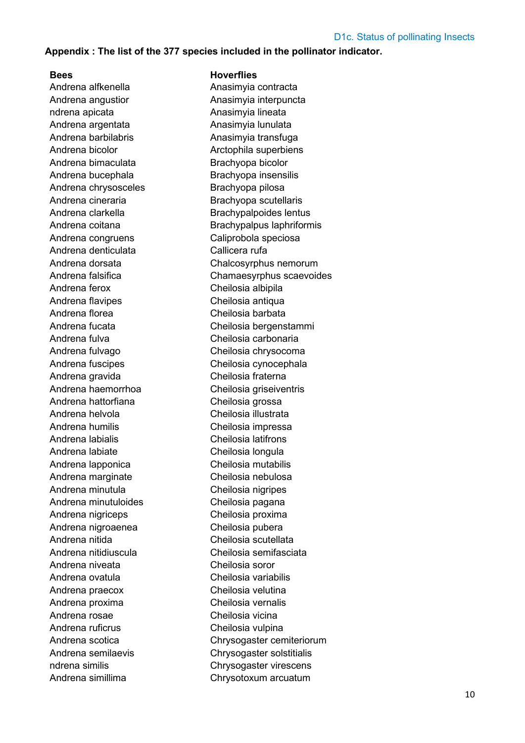**Appendix : The list of the 377 species included in the pollinator indicator.**

**Bees**

Andrena alfkenella
Andrena angustior
ndrena apicata
Andrena argentata
Andrena barbilabris
Andrena bicolor
Andrena bimaculata
Andrena bucephala
Andrena chrysosceles
Andrena cineraria
Andrena clarkella
Andrena coitana
Andrena congruens
Andrena denticulata
Andrena dorsata
Andrena falsifica
Andrena ferox
Andrena flavipes
Andrena florea
Andrena fucata
Andrena fulva
Andrena fulvago
Andrena fuscipes
Andrena gravida
Andrena haemorrhoa
Andrena hattorfiana
Andrena helvola
Andrena humilis
Andrena labialis
Andrena labiate
Andrena lapponica
Andrena marginate
Andrena minutula
Andrena minutuloides
Andrena nigriceps
Andrena nigroaenea
Andrena nitida
Andrena nitidiuscula
Andrena niveata
Andrena ovatula
Andrena praecox
Andrena proxima
Andrena rosae
Andrena ruficrus
Andrena scotica
Andrena semilaevis
ndrena similis
Andrena simillima

**Hoverflies**

Anasimyia contracta
Anasimyia interpuncta
Anasimyia lineata
Anasimyia lunulata
Anasimyia transfuga
Arctophila superbiens
Brachyopa bicolor
Brachyopa insensilis
Brachyopa pilosa
Brachyopa scutellaris
Brachypalpoides lentus
Brachypalpus laphriformis
Caliprobola speciosa
Callicera rufa
Chalcosyrphus nemorum
Chamaesyrphus scaevoides
Cheilosia albipila
Cheilosia antiqua
Cheilosia barbata
Cheilosia bergenstammi
Cheilosia carbonaria
Cheilosia chrysocoma
Cheilosia cynocephala
Cheilosia fraterna
Cheilosia griseiventris
Cheilosia grossa
Cheilosia illustrata
Cheilosia impressa
Cheilosia latifrons
Cheilosia longula
Cheilosia mutabilis
Cheilosia nebulosa
Cheilosia nigripes
Cheilosia pagana
Cheilosia proxima
Cheilosia pubera
Cheilosia scutellata
Cheilosia semifasciata
Cheilosia soror
Cheilosia variabilis
Cheilosia velutina
Cheilosia vernalis
Cheilosia vicina
Cheilosia vulpina
Chrysogaster cemiteriorum
Chrysogaster solstitialis
Chrysogaster virescens
Chrysotoxum arcuatum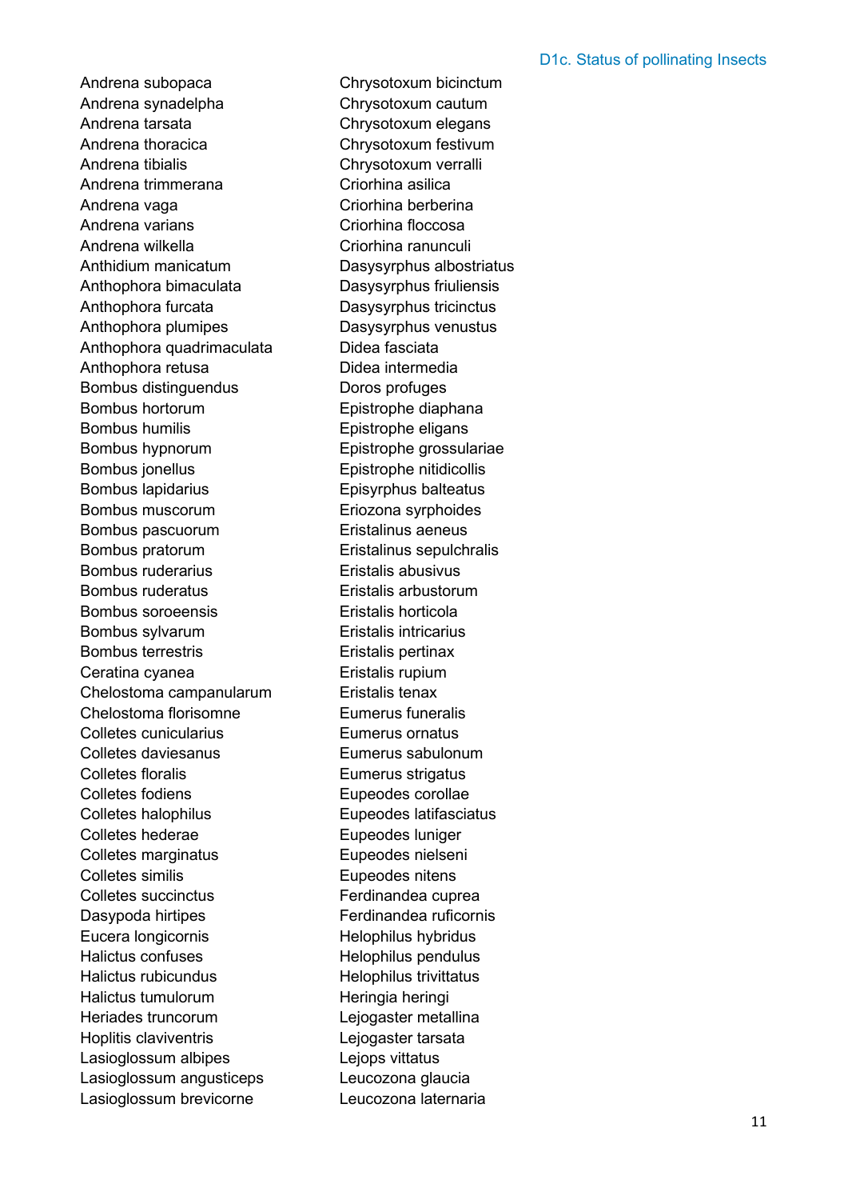Andrena subopaca
Andrena synadelpha
Andrena tarsata
Andrena thoracica
Andrena tibialis
Andrena trimmerana
Andrena vaga
Andrena varians
Andrena wilkella
Anthidium manicatum
Anthophora bimaculata
Anthophora furcata
Anthophora plumipes
Anthophora quadrimaculata
Anthophora retusa
Bombus distinguendus
Bombus hortorum
Bombus humilis
Bombus hypnorum
Bombus jonellus
Bombus lapidarius
Bombus muscorum
Bombus pascuorum
Bombus pratorum
Bombus ruderarius
Bombus ruderatus
Bombus soroeensis
Bombus sylvarum
Bombus terrestris
Ceratina cyanea
Chelostoma campanularum
Chelostoma florisomne
Colletes cunicularius
Colletes daviesanus
Colletes floralis
Colletes fodiens
Colletes halophilus
Colletes hederae
Colletes marginatus
Colletes similis
Colletes succinctus
Dasypoda hirtipes
Eucera longicornis
Halictus confuses
Halictus rubicundus
Halictus tumulorum
Heriades truncorum
Hoplitis claviventris
Lasioglossum albipes
Lasioglossum angusticeps
Lasioglossum brevicorne
Chrysotoxum bicinctum
Chrysotoxum cautum
Chrysotoxum elegans
Chrysotoxum festivum
Chrysotoxum verralli
Criorhina asilica
Criorhina berberina
Criorhina floccosa
Criorhina ranunculi
Dasysyrphus albostriatus
Dasysyrphus friuliensis
Dasysyrphus tricinctus
Dasysyrphus venustus
Didea fasciata
Didea intermedia
Doros profuges
Epistrophe diaphana
Epistrophe eligans
Epistrophe grossulariae
Epistrophe nitidicollis
Episyrphus balteatus
Eriozona syrphoides
Eristalinus aeneus
Eristalinus sepulchralis
Eristalis abusivus
Eristalis arbustorum
Eristalis horticola
Eristalis intricarius
Eristalis pertinax
Eristalis rupium
Eristalis tenax
Eumerus funeralis
Eumerus ornatus
Eumerus sabulonum
Eumerus strigatus
Eupeodes corollae
Eupeodes latifasciatus
Eupeodes luniger
Eupeodes nielseni
Eupeodes nitens
Ferdinandea cuprea
Ferdinandea ruficornis
Helophilus hybridus
Helophilus pendulus
Helophilus trivittatus
Heringia heringi
Lejogaster metallina
Lejogaster tarsata
Lejops vittatus
Leucozona glaucia
Leucozona laternaria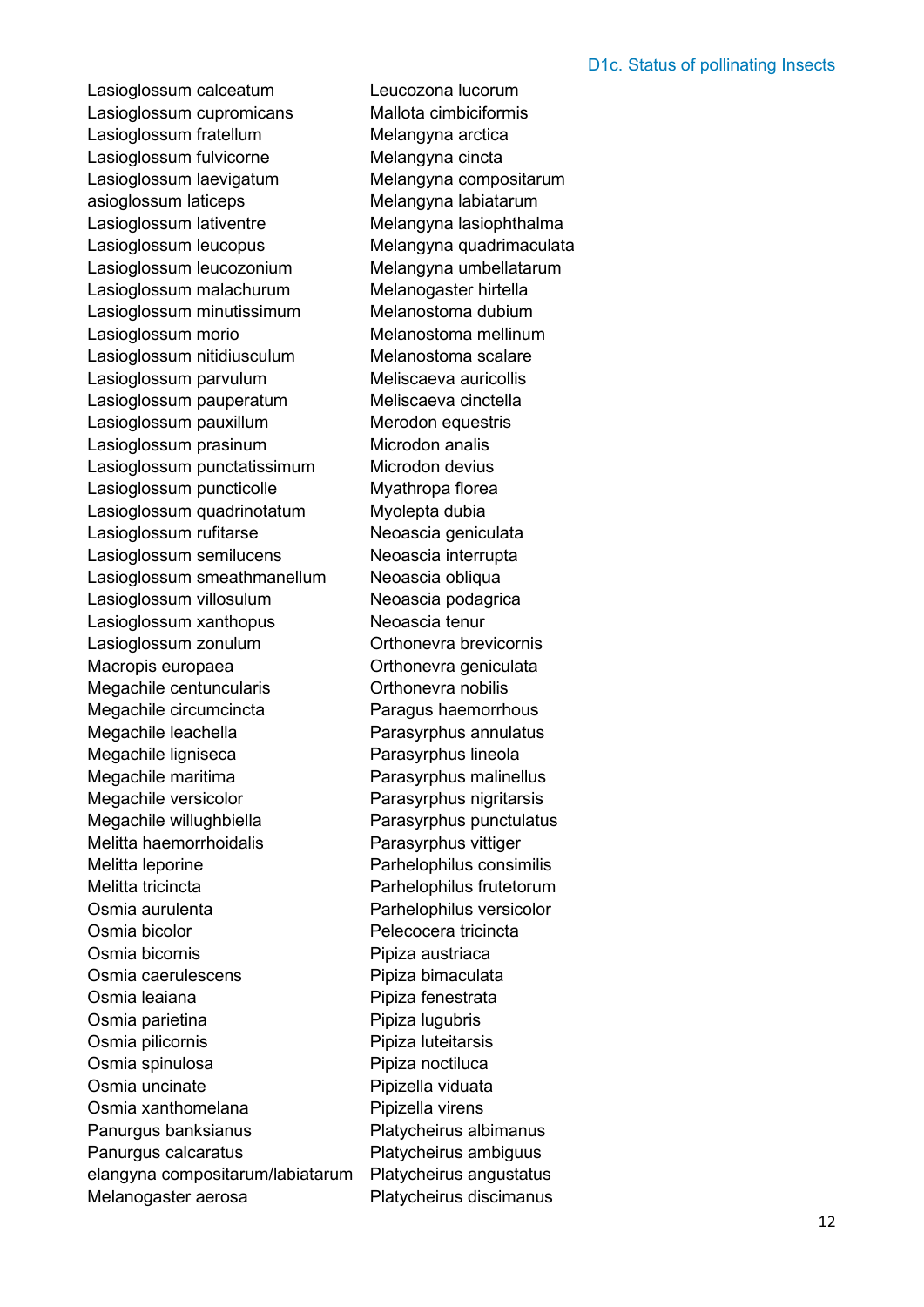Lasioglossum calceatum
Lasioglossum cupromicans
Lasioglossum fratellum
Lasioglossum fulvicorne
Lasioglossum laevigatum
asioglossum laticeps
Lasioglossum lativentre
Lasioglossum leucopus
Lasioglossum leucozonium
Lasioglossum malachurum
Lasioglossum minutissimum
Lasioglossum morio
Lasioglossum nitidiusculum
Lasioglossum parvulum
Lasioglossum pauperatum
Lasioglossum pauxillum
Lasioglossum prasinum
Lasioglossum punctatissimum
Lasioglossum puncticolle
Lasioglossum quadrinotatum
Lasioglossum rufitarse
Lasioglossum semilucens
Lasioglossum smeathmanellum
Lasioglossum villosulum
Lasioglossum xanthopus
Lasioglossum zonulum
Macropis europaea
Megachile centuncularis
Megachile circumcincta
Megachile leachella
Megachile ligniseca
Megachile maritima
Megachile versicolor
Megachile willughbiella
Melitta haemorrhoidalis
Melitta leporine
Melitta tricincta
Osmia aurulenta
Osmia bicolor
Osmia bicornis
Osmia caerulescens
Osmia leaiana
Osmia parietina
Osmia pilicornis
Osmia spinulosa
Osmia uncinate
Osmia xanthomelana
Panurgus banksianus
Panurgus calcaratus
elangyna compositarum/labiatarum
Melanogaster aerosa
Leucozona lucorum
Mallota cimbiciformis
Melangyna arctica
Melangyna cincta
Melangyna compositarum
Melangyna labiatarum
Melangyna lasiophthalma
Melangyna quadrimaculata
Melangyna umbellatarum
Melanogaster hirtella
Melanostoma dubium
Melanostoma mellinum
Melanostoma scalare
Meliscaeva auricollis
Meliscaeva cinctella
Merodon equestris
Microdon analis
Microdon devius
Myathropa florea
Myolepta dubia
Neoascia geniculata
Neoascia interrupta
Neoascia obliqua
Neoascia podagrica
Neoascia tenur
Orthonevra brevicornis
Orthonevra geniculata
Orthonevra nobilis
Paragus haemorrhous
Parasyrphus annulatus
Parasyrphus lineola
Parasyrphus malinellus
Parasyrphus nigritarsis
Parasyrphus punctulatus
Parasyrphus vittiger
Parhelophilus consimilis
Parhelophilus frutetorum
Parhelophilus versicolor
Pelecocera tricincta
Pipiza austriaca
Pipiza bimaculata
Pipiza fenestrata
Pipiza lugubris
Pipiza luteitarsis
Pipiza noctiluca
Pipizella viduata
Pipizella virens
Platycheirus albimanus
Platycheirus ambiguus
Platycheirus angustatus
Platycheirus discimanus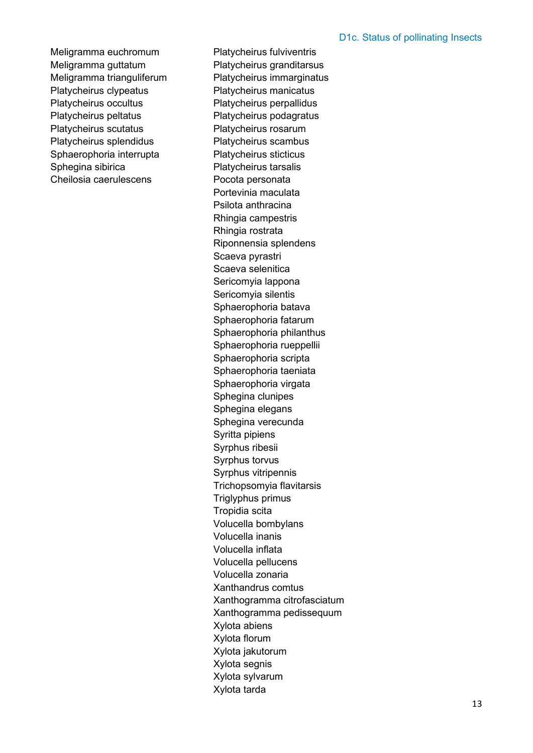Meligramma euchromum
Meligramma guttatum
Meligramma trianguliferum
Platycheirus clypeatus
Platycheirus occultus
Platycheirus peltatus
Platycheirus scutatus
Platycheirus splendidus
Sphaerophoria interrupta
Sphegina sibirica
Cheilosia caerulescens

Platycheirus fulviventris
Platycheirus granditarsus
Platycheirus immarginatus
Platycheirus manicatus
Platycheirus perpallidus
Platycheirus podagratus
Platycheirus rosarum
Platycheirus scambus
Platycheirus sticticus
Platycheirus tarsalis
Pocota personata
Portevinia maculata
Psilota anthracina
Rhingia campestris
Rhingia rostrata
Riponnensia splendens
Scaeva pyrastri
Scaeva selenitica
Sericomyia lappona
Sericomyia silentis
Sphaerophoria batava
Sphaerophoria fatarum
Sphaerophoria philanthus
Sphaerophoria rueppellii
Sphaerophoria scripta
Sphaerophoria taeniata
Sphaerophoria virgata
Sphegina clunipes
Sphegina elegans
Sphegina verecunda
Syritta pipiens
Syrphus ribesii
Syrphus torvus
Syrphus vitripennis
Trichopsomyia flavitarsis
Triglyphus primus
Tropidia scita
Volucella bombylans
Volucella inanis
Volucella inflata
Volucella pellucens
Volucella zonaria
Xanthandrus comtus
Xanthogramma citrofasciatum
Xanthogramma pedissequum
Xylota abiens
Xylota florum
Xylota jakutorum
Xylota segnis
Xylota sylvarum
Xylota tarda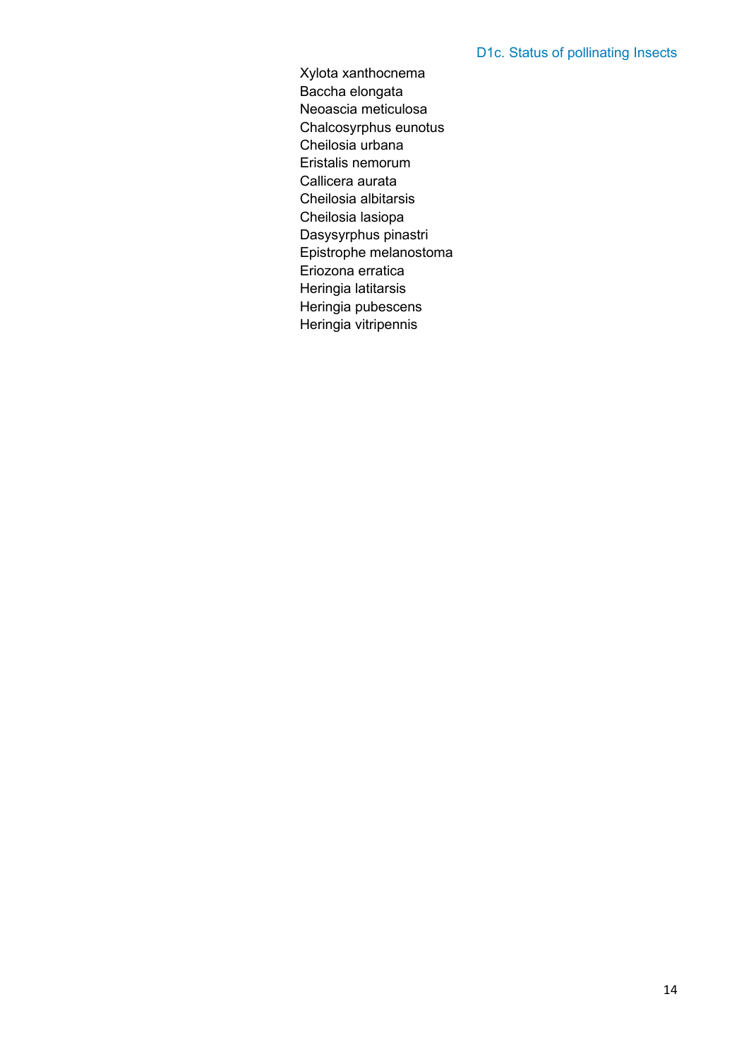Xylota xanthocnema
Baccha elongata
Neoascia meticulosa
Chalcosyrphus eunotus
Cheilosia urbana
Eristalis nemorum
Callicera aurata
Cheilosia albitarsis
Cheilosia lasiopa
Dasysyrphus pinastri
Epistrophe melanostoma
Eriozona erratica
Heringia latitarsis
Heringia pubescens
Heringia vitripennis